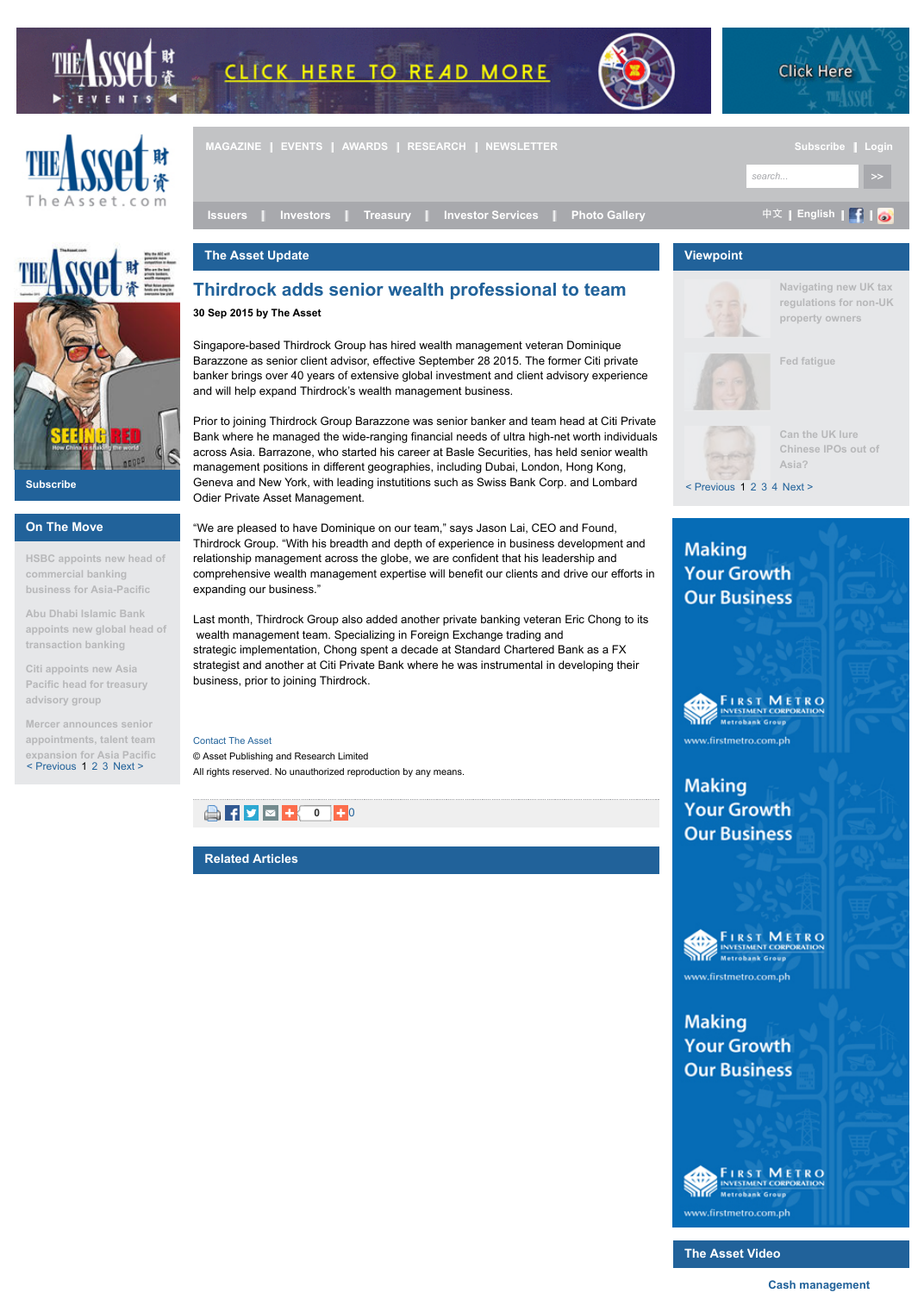MAGAZINE | EVENTS | AWARDS | RESEARCH | NEWSLETTER

Subscribe | Login

Issuers | Investors | Treasury | Investor Services | Photo Gallery

中文 | English

Subscribe

## On The Move

HSBC appoints new head of commercial banking business for Asia-Pacific

Abu Dhabi Islamic Bank appoints new global head of transaction banking

Citi appoints new Asia Pacific head for treasury advisory group

Mercer announces senior appointments, talent team expansion for Asia Pacific

< Previous 1 2 3 Next >

## The Asset Update

# Thirdrock adds senior wealth professional to team

**30 Sep 2015 by The Asset**

Singapore-based Thirdrock Group has hired wealth management veteran Dominique Barazzone as senior client advisor, effective September 28 2015. The former Citi private banker brings over 40 years of extensive global investment and client advisory experience and will help expand Thirdrock's wealth management business.

Prior to joining Thirdrock Group Barazzone was senior banker and team head at Citi Private Bank where he managed the wide-ranging financial needs of ultra high-net worth individuals across Asia. Barrazone, who started his career at Basle Securities, has held senior wealth management positions in different geographies, including Dubai, London, Hong Kong, Geneva and New York, with leading instutitions such as Swiss Bank Corp. and Lombard Odier Private Asset Management.

"We are pleased to have Dominique on our team," says Jason Lai, CEO and Found, Thirdrock Group. "With his breadth and depth of experience in business development and relationship management across the globe, we are confident that his leadership and comprehensive wealth management expertise will benefit our clients and drive our efforts in expanding our business."

Last month, Thirdrock Group also added another private banking veteran Eric Chong to its wealth management team. Specializing in Foreign Exchange trading and strategic implementation, Chong spent a decade at Standard Chartered Bank as a FX strategist and another at Citi Private Bank where he was instrumental in developing their business, prior to joining Thirdrock.

Contact The Asset

© Asset Publishing and Research Limited

All rights reserved. No unauthorized reproduction by any means.

## Related Articles

## Viewpoint

Navigating new UK tax regulations for non-UK property owners

Fed fatigue

Can the UK lure Chinese IPOs out of Asia?

< Previous 1 2 3 4 Next >

## The Asset Video

Cash management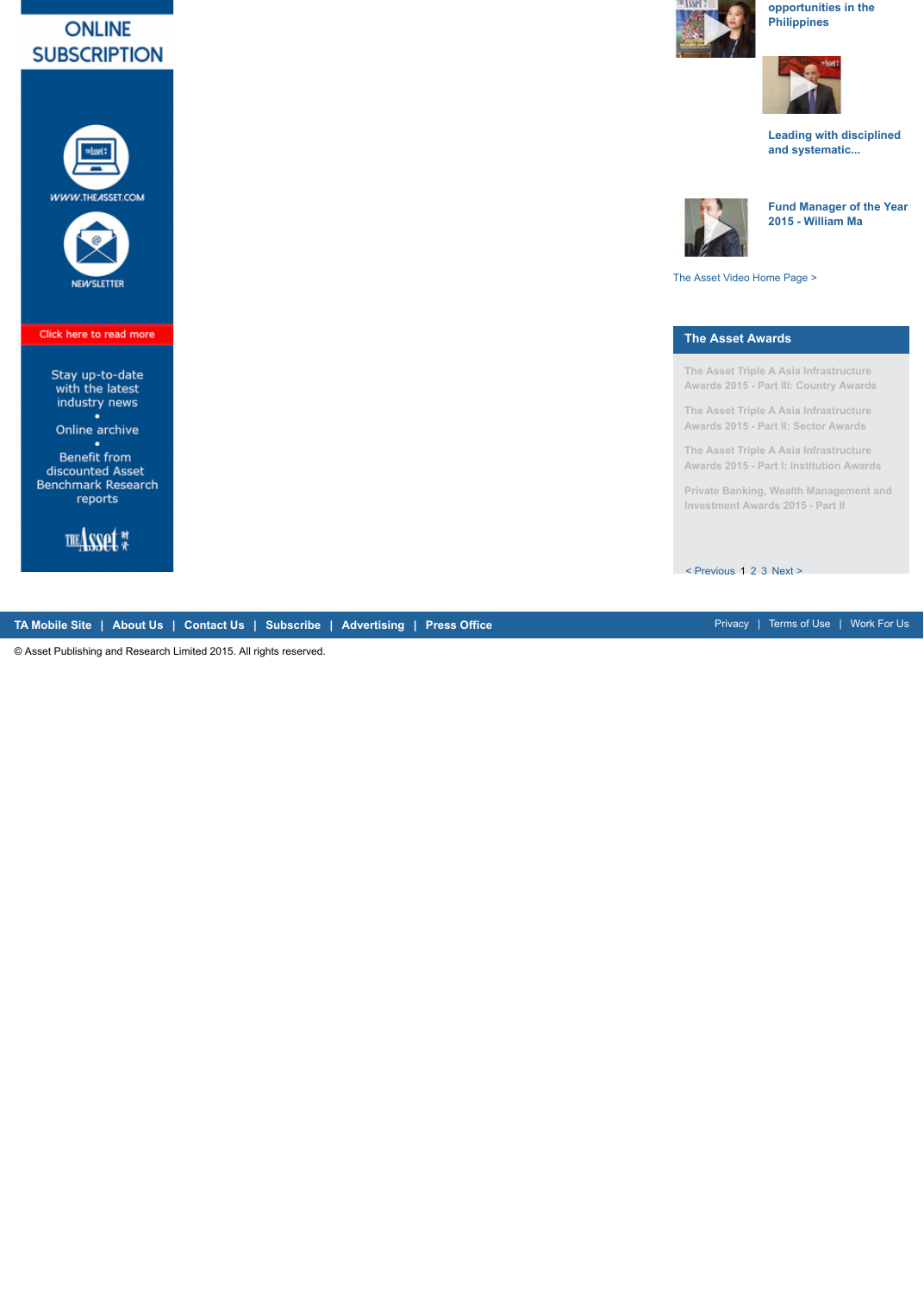ONLINE SUBSCRIPTION

WWW.THEASSET.COM

NEWSLETTER

Click here to read more

Stay up-to-date with the latest industry news

•

Online archive

•

Benefit from discounted Asset Benchmark Research reports

opportunities in the Philippines

Leading with disciplined and systematic...

Fund Manager of the Year 2015 - William Ma

The Asset Video Home Page >

## The Asset Awards

The Asset Triple A Asia Infrastructure Awards 2015 - Part III: Country Awards

The Asset Triple A Asia Infrastructure Awards 2015 - Part II: Sector Awards

The Asset Triple A Asia Infrastructure Awards 2015 - Part I: Institution Awards

Private Banking, Wealth Management and Investment Awards 2015 - Part II

< Previous 1 2 3 Next >

**TA Mobile Site | About Us | Contact Us | Subscribe | Advertising | Press Office**

Privacy | Terms of Use | Work For Us

© Asset Publishing and Research Limited 2015. All rights reserved.